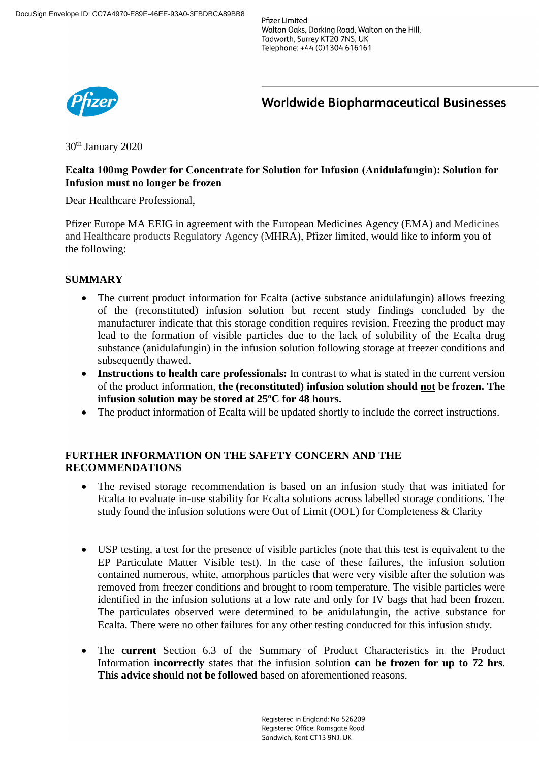DocuSign Envelope ID: CC7A4970-E89E-46EE-93A0-3FBDBCA89BB8

Pfizer Limited
Walton Oaks, Dorking Road, Walton on the Hill,
Tadworth, Surrey KT20 7NS, UK
Telephone: +44 (0)1304 616161

**Worldwide Biopharmaceutical Businesses**

30th January 2020

**Ecalta 100mg Powder for Concentrate for Solution for Infusion (Anidulafungin): Solution for Infusion must no longer be frozen**

Dear Healthcare Professional,

Pfizer Europe MA EEIG in agreement with the European Medicines Agency (EMA) and Medicines and Healthcare products Regulatory Agency (MHRA), Pfizer limited, would like to inform you of the following:

## SUMMARY

- The current product information for Ecalta (active substance anidulafungin) allows freezing of the (reconstituted) infusion solution but recent study findings concluded by the manufacturer indicate that this storage condition requires revision. Freezing the product may lead to the formation of visible particles due to the lack of solubility of the Ecalta drug substance (anidulafungin) in the infusion solution following storage at freezer conditions and subsequently thawed.
- **Instructions to health care professionals:** In contrast to what is stated in the current version of the product information, **the (reconstituted) infusion solution should <u>not</u> be frozen. The infusion solution may be stored at 25ºC for 48 hours.**
- The product information of Ecalta will be updated shortly to include the correct instructions.

## FURTHER INFORMATION ON THE SAFETY CONCERN AND THE RECOMMENDATIONS

- The revised storage recommendation is based on an infusion study that was initiated for Ecalta to evaluate in-use stability for Ecalta solutions across labelled storage conditions. The study found the infusion solutions were Out of Limit (OOL) for Completeness & Clarity

- USP testing, a test for the presence of visible particles (note that this test is equivalent to the EP Particulate Matter Visible test). In the case of these failures, the infusion solution contained numerous, white, amorphous particles that were very visible after the solution was removed from freezer conditions and brought to room temperature. The visible particles were identified in the infusion solutions at a low rate and only for IV bags that had been frozen. The particulates observed were determined to be anidulafungin, the active substance for Ecalta. There were no other failures for any other testing conducted for this infusion study.

- The **current** Section 6.3 of the Summary of Product Characteristics in the Product Information **incorrectly** states that the infusion solution **can be frozen for up to 72 hrs**. **This advice should not be followed** based on aforementioned reasons.

Registered in England: No 526209
Registered Office: Ramsgate Road
Sandwich, Kent CT13 9NJ, UK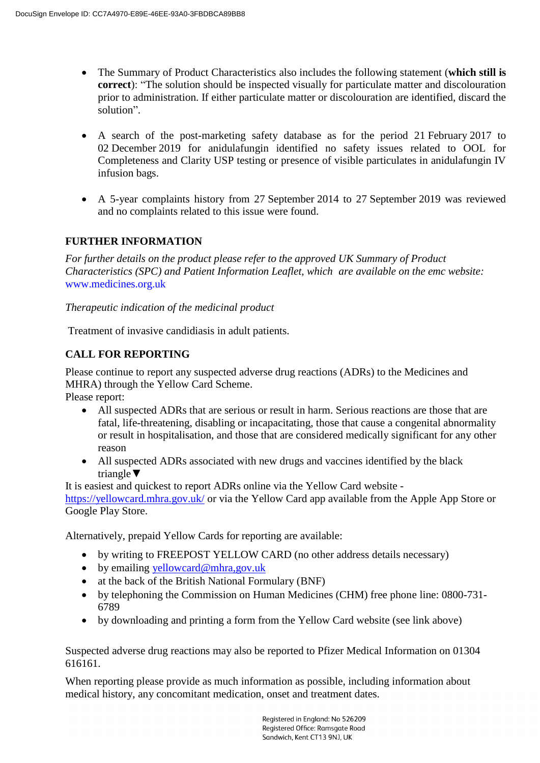- The Summary of Product Characteristics also includes the following statement (**which still is correct**): "The solution should be inspected visually for particulate matter and discolouration prior to administration. If either particulate matter or discolouration are identified, discard the solution".

- A search of the post-marketing safety database as for the period 21 February 2017 to 02 December 2019 for anidulafungin identified no safety issues related to OOL for Completeness and Clarity USP testing or presence of visible particulates in anidulafungin IV infusion bags.

- A 5-year complaints history from 27 September 2014 to 27 September 2019 was reviewed and no complaints related to this issue were found.

**FURTHER INFORMATION**

*For further details on the product please refer to the approved UK Summary of Product Characteristics (SPC) and Patient Information Leaflet, which are available on the emc website:* www.medicines.org.uk

*Therapeutic indication of the medicinal product*

Treatment of invasive candidiasis in adult patients.

**CALL FOR REPORTING**

Please continue to report any suspected adverse drug reactions (ADRs) to the Medicines and MHRA) through the Yellow Card Scheme.
Please report:

- All suspected ADRs that are serious or result in harm. Serious reactions are those that are fatal, life-threatening, disabling or incapacitating, those that cause a congenital abnormality or result in hospitalisation, and those that are considered medically significant for any other reason
- All suspected ADRs associated with new drugs and vaccines identified by the black triangle▼

It is easiest and quickest to report ADRs online via the Yellow Card website - https://yellowcard.mhra.gov.uk/ or via the Yellow Card app available from the Apple App Store or Google Play Store.

Alternatively, prepaid Yellow Cards for reporting are available:

- by writing to FREEPOST YELLOW CARD (no other address details necessary)
- by emailing yellowcard@mhra,gov.uk
- at the back of the British National Formulary (BNF)
- by telephoning the Commission on Human Medicines (CHM) free phone line: 0800-731-6789
- by downloading and printing a form from the Yellow Card website (see link above)

Suspected adverse drug reactions may also be reported to Pfizer Medical Information on 01304 616161.

When reporting please provide as much information as possible, including information about medical history, any concomitant medication, onset and treatment dates.

Registered in England: No 526209
Registered Office: Ramsgate Road
Sandwich, Kent CT13 9NJ, UK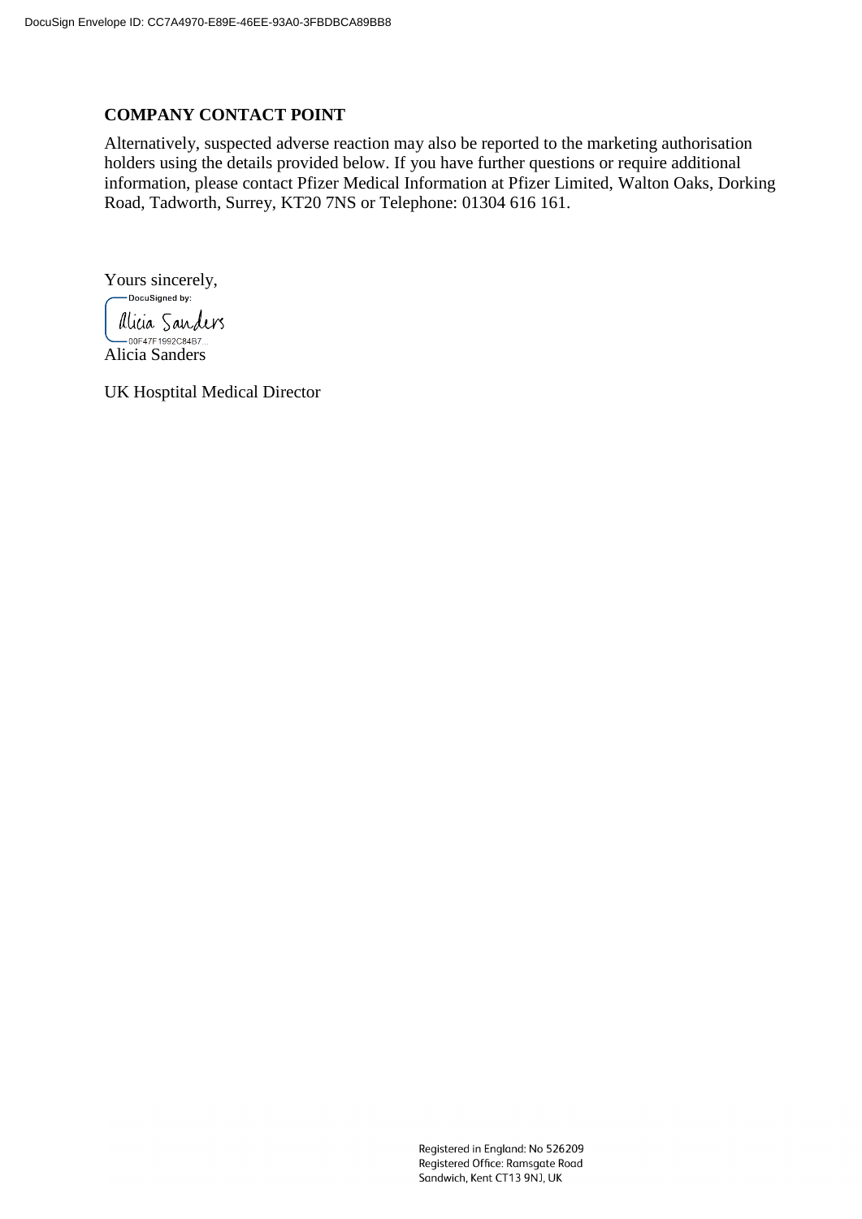DocuSign Envelope ID: CC7A4970-E89E-46EE-93A0-3FBDBCA89BB8

**COMPANY CONTACT POINT**

Alternatively, suspected adverse reaction may also be reported to the marketing authorisation holders using the details provided below. If you have further questions or require additional information, please contact Pfizer Medical Information at Pfizer Limited, Walton Oaks, Dorking Road, Tadworth, Surrey, KT20 7NS or Telephone: 01304 616 161.

Yours sincerely,

DocuSigned by:
Alicia Sanders
00F47F1992C84B7...

Alicia Sanders

UK Hosptital Medical Director

Registered in England: No 526209
Registered Office: Ramsgate Road
Sandwich, Kent CT13 9NJ, UK